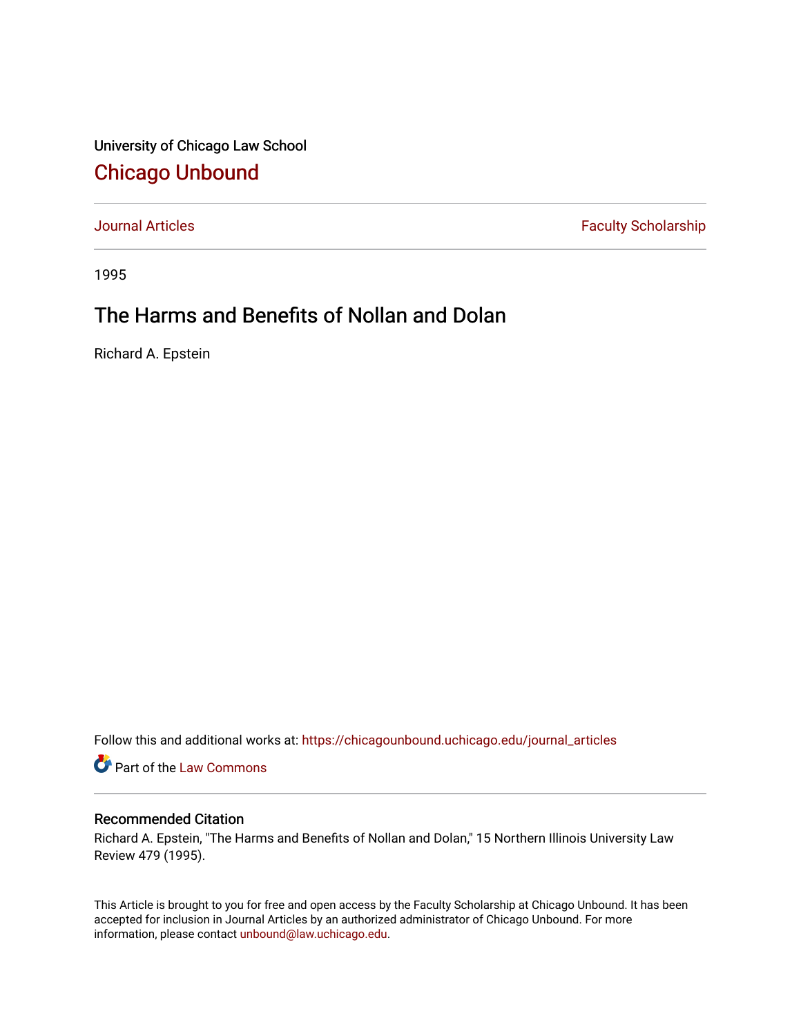University of Chicago Law School

# Chicago Unbound

Journal Articles | Faculty Scholarship

1995

# The Harms and Benefits of Nollan and Dolan

Richard A. Epstein

Follow this and additional works at: https://chicagounbound.uchicago.edu/journal_articles

Part of the Law Commons

## Recommended Citation

Richard A. Epstein, "The Harms and Benefits of Nollan and Dolan," 15 Northern Illinois University Law Review 479 (1995).

This Article is brought to you for free and open access by the Faculty Scholarship at Chicago Unbound. It has been accepted for inclusion in Journal Articles by an authorized administrator of Chicago Unbound. For more information, please contact unbound@law.uchicago.edu.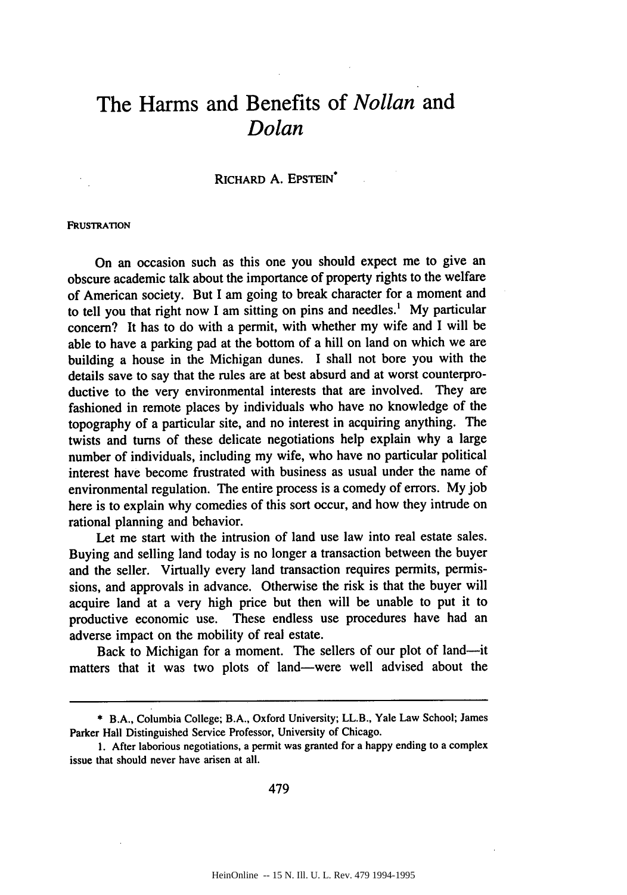# The Harms and Benefits of *Nollan* and *Dolan*

RICHARD A. EPSTEIN*

FRUSTRATION

On an occasion such as this one you should expect me to give an obscure academic talk about the importance of property rights to the welfare of American society. But I am going to break character for a moment and to tell you that right now I am sitting on pins and needles.[1] My particular concern? It has to do with a permit, with whether my wife and I will be able to have a parking pad at the bottom of a hill on land on which we are building a house in the Michigan dunes. I shall not bore you with the details save to say that the rules are at best absurd and at worst counterproductive to the very environmental interests that are involved. They are fashioned in remote places by individuals who have no knowledge of the topography of a particular site, and no interest in acquiring anything. The twists and turns of these delicate negotiations help explain why a large number of individuals, including my wife, who have no particular political interest have become frustrated with business as usual under the name of environmental regulation. The entire process is a comedy of errors. My job here is to explain why comedies of this sort occur, and how they intrude on rational planning and behavior.

Let me start with the intrusion of land use law into real estate sales. Buying and selling land today is no longer a transaction between the buyer and the seller. Virtually every land transaction requires permits, permissions, and approvals in advance. Otherwise the risk is that the buyer will acquire land at a very high price but then will be unable to put it to productive economic use. These endless use procedures have had an adverse impact on the mobility of real estate.

Back to Michigan for a moment. The sellers of our plot of land—it matters that it was two plots of land—were well advised about the

---

\* B.A., Columbia College; B.A., Oxford University; LL.B., Yale Law School; James Parker Hall Distinguished Service Professor, University of Chicago.

1. After laborious negotiations, a permit was granted for a happy ending to a complex issue that should never have arisen at all.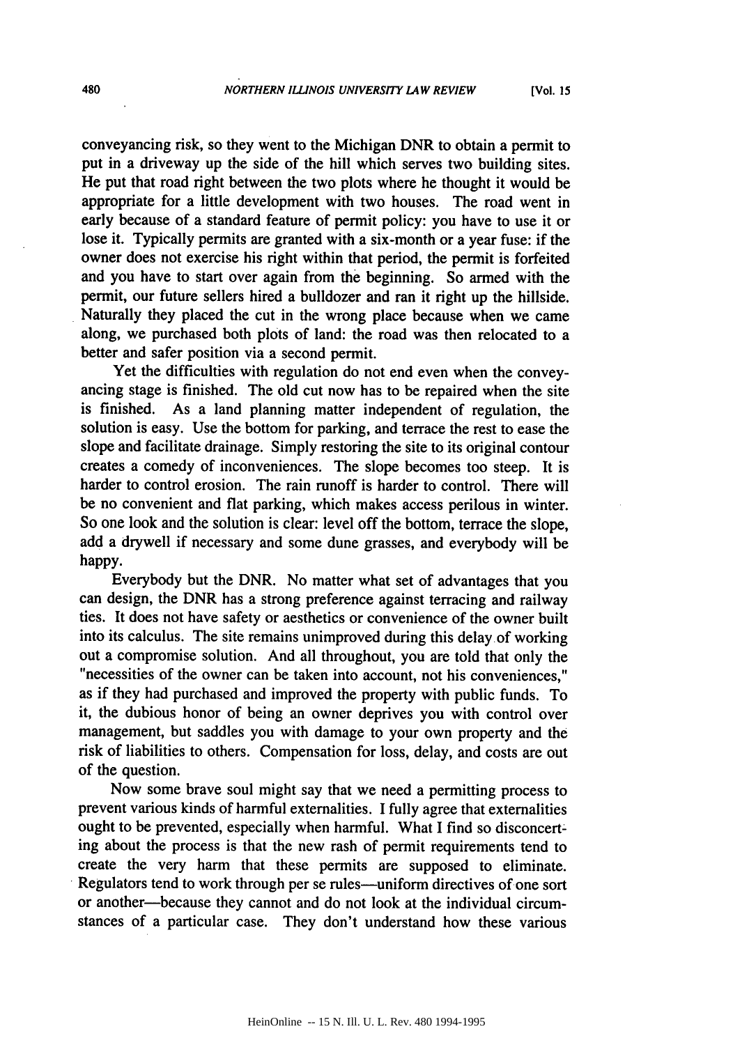conveyancing risk, so they went to the Michigan DNR to obtain a permit to put in a driveway up the side of the hill which serves two building sites. He put that road right between the two plots where he thought it would be appropriate for a little development with two houses. The road went in early because of a standard feature of permit policy: you have to use it or lose it. Typically permits are granted with a six-month or a year fuse: if the owner does not exercise his right within that period, the permit is forfeited and you have to start over again from the beginning. So armed with the permit, our future sellers hired a bulldozer and ran it right up the hillside. Naturally they placed the cut in the wrong place because when we came along, we purchased both plots of land: the road was then relocated to a better and safer position via a second permit.

Yet the difficulties with regulation do not end even when the conveyancing stage is finished. The old cut now has to be repaired when the site is finished. As a land planning matter independent of regulation, the solution is easy. Use the bottom for parking, and terrace the rest to ease the slope and facilitate drainage. Simply restoring the site to its original contour creates a comedy of inconveniences. The slope becomes too steep. It is harder to control erosion. The rain runoff is harder to control. There will be no convenient and flat parking, which makes access perilous in winter. So one look and the solution is clear: level off the bottom, terrace the slope, add a drywell if necessary and some dune grasses, and everybody will be happy.

Everybody but the DNR. No matter what set of advantages that you can design, the DNR has a strong preference against terracing and railway ties. It does not have safety or aesthetics or convenience of the owner built into its calculus. The site remains unimproved during this delay of working out a compromise solution. And all throughout, you are told that only the "necessities of the owner can be taken into account, not his conveniences," as if they had purchased and improved the property with public funds. To it, the dubious honor of being an owner deprives you with control over management, but saddles you with damage to your own property and the risk of liabilities to others. Compensation for loss, delay, and costs are out of the question.

Now some brave soul might say that we need a permitting process to prevent various kinds of harmful externalities. I fully agree that externalities ought to be prevented, especially when harmful. What I find so disconcerting about the process is that the new rash of permit requirements tend to create the very harm that these permits are supposed to eliminate. Regulators tend to work through per se rules—uniform directives of one sort or another—because they cannot and do not look at the individual circumstances of a particular case. They don't understand how these various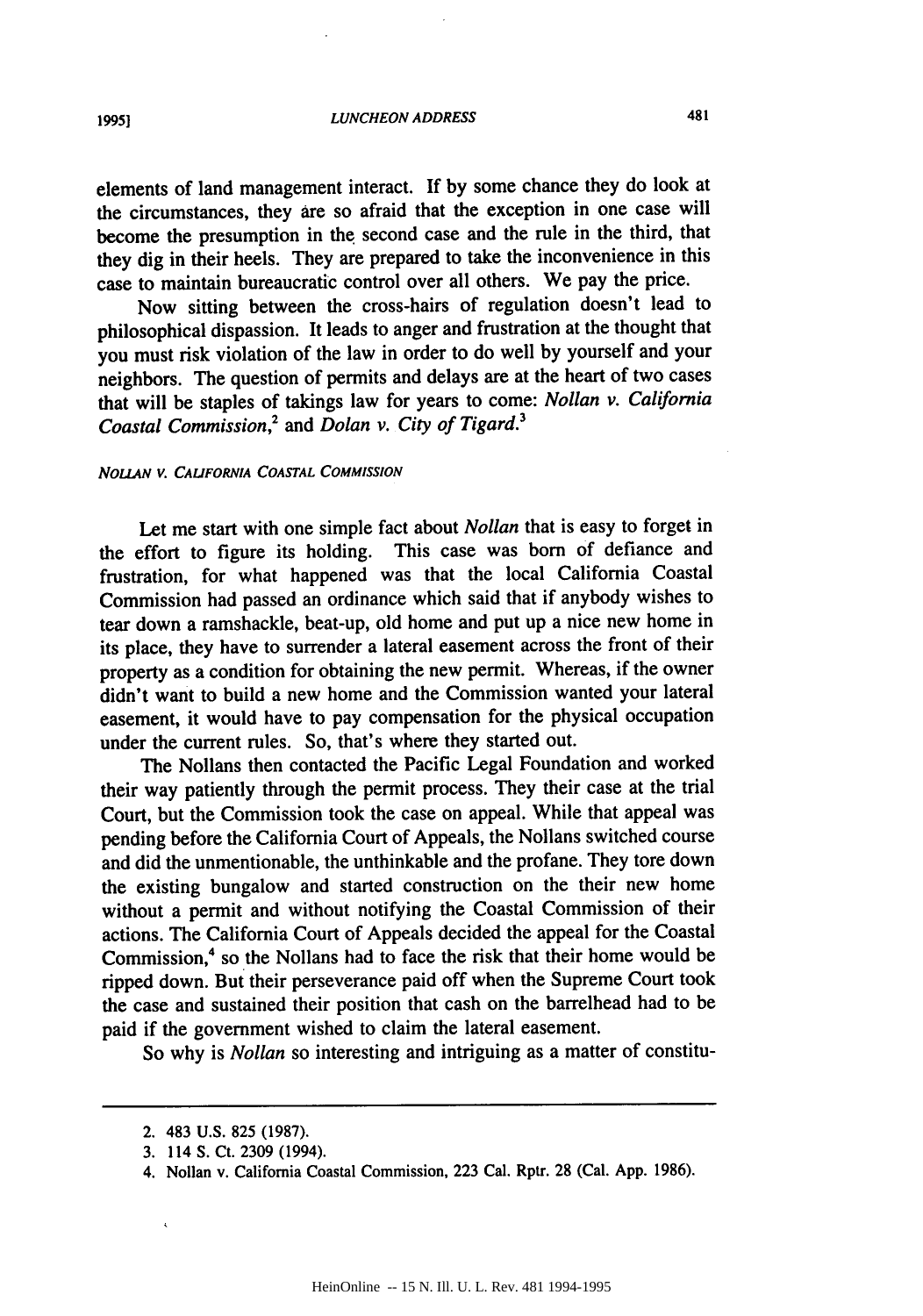elements of land management interact. If by some chance they do look at the circumstances, they are so afraid that the exception in one case will become the presumption in the second case and the rule in the third, that they dig in their heels. They are prepared to take the inconvenience in this case to maintain bureaucratic control over all others. We pay the price.

Now sitting between the cross-hairs of regulation doesn't lead to philosophical dispassion. It leads to anger and frustration at the thought that you must risk violation of the law in order to do well by yourself and your neighbors. The question of permits and delays are at the heart of two cases that will be staples of takings law for years to come: *Nollan v. California Coastal Commission*,[2] and *Dolan v. City of Tigard*.[3]

## *NOLLAN V. CALIFORNIA COASTAL COMMISSION*

Let me start with one simple fact about *Nollan* that is easy to forget in the effort to figure its holding. This case was born of defiance and frustration, for what happened was that the local California Coastal Commission had passed an ordinance which said that if anybody wishes to tear down a ramshackle, beat-up, old home and put up a nice new home in its place, they have to surrender a lateral easement across the front of their property as a condition for obtaining the new permit. Whereas, if the owner didn't want to build a new home and the Commission wanted your lateral easement, it would have to pay compensation for the physical occupation under the current rules. So, that's where they started out.

The Nollans then contacted the Pacific Legal Foundation and worked their way patiently through the permit process. They their case at the trial Court, but the Commission took the case on appeal. While that appeal was pending before the California Court of Appeals, the Nollans switched course and did the unmentionable, the unthinkable and the profane. They tore down the existing bungalow and started construction on the their new home without a permit and without notifying the Coastal Commission of their actions. The California Court of Appeals decided the appeal for the Coastal Commission,[4] so the Nollans had to face the risk that their home would be ripped down. But their perseverance paid off when the Supreme Court took the case and sustained their position that cash on the barrelhead had to be paid if the government wished to claim the lateral easement.

So why is *Nollan* so interesting and intriguing as a matter of constitu-

---

2. 483 U.S. 825 (1987).

3. 114 S. Ct. 2309 (1994).

4. Nollan v. California Coastal Commission, 223 Cal. Rptr. 28 (Cal. App. 1986).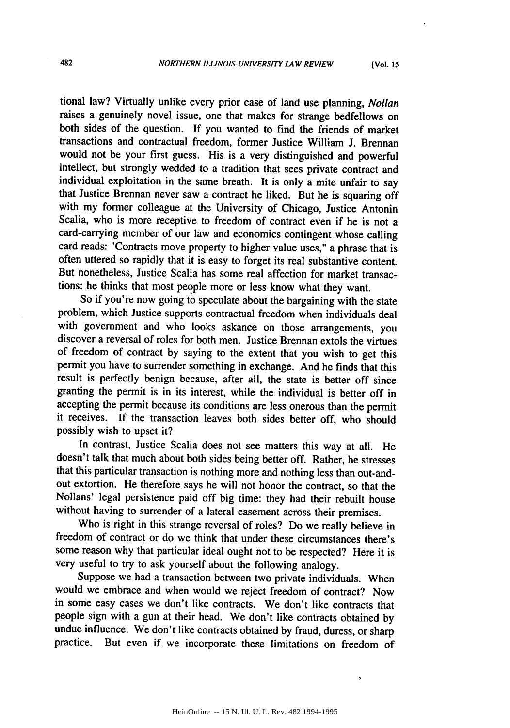tional law? Virtually unlike every prior case of land use planning, *Nollan* raises a genuinely novel issue, one that makes for strange bedfellows on both sides of the question. If you wanted to find the friends of market transactions and contractual freedom, former Justice William J. Brennan would not be your first guess. His is a very distinguished and powerful intellect, but strongly wedded to a tradition that sees private contract and individual exploitation in the same breath. It is only a mite unfair to say that Justice Brennan never saw a contract he liked. But he is squaring off with my former colleague at the University of Chicago, Justice Antonin Scalia, who is more receptive to freedom of contract even if he is not a card-carrying member of our law and economics contingent whose calling card reads: "Contracts move property to higher value uses," a phrase that is often uttered so rapidly that it is easy to forget its real substantive content. But nonetheless, Justice Scalia has some real affection for market transactions: he thinks that most people more or less know what they want.

So if you're now going to speculate about the bargaining with the state problem, which Justice supports contractual freedom when individuals deal with government and who looks askance on those arrangements, you discover a reversal of roles for both men. Justice Brennan extols the virtues of freedom of contract by saying to the extent that you wish to get this permit you have to surrender something in exchange. And he finds that this result is perfectly benign because, after all, the state is better off since granting the permit is in its interest, while the individual is better off in accepting the permit because its conditions are less onerous than the permit it receives. If the transaction leaves both sides better off, who should possibly wish to upset it?

In contrast, Justice Scalia does not see matters this way at all. He doesn't talk that much about both sides being better off. Rather, he stresses that this particular transaction is nothing more and nothing less than out-and-out extortion. He therefore says he will not honor the contract, so that the Nollans' legal persistence paid off big time: they had their rebuilt house without having to surrender of a lateral easement across their premises.

Who is right in this strange reversal of roles? Do we really believe in freedom of contract or do we think that under these circumstances there's some reason why that particular ideal ought not to be respected? Here it is very useful to try to ask yourself about the following analogy.

Suppose we had a transaction between two private individuals. When would we embrace and when would we reject freedom of contract? Now in some easy cases we don't like contracts. We don't like contracts that people sign with a gun at their head. We don't like contracts obtained by undue influence. We don't like contracts obtained by fraud, duress, or sharp practice. But even if we incorporate these limitations on freedom of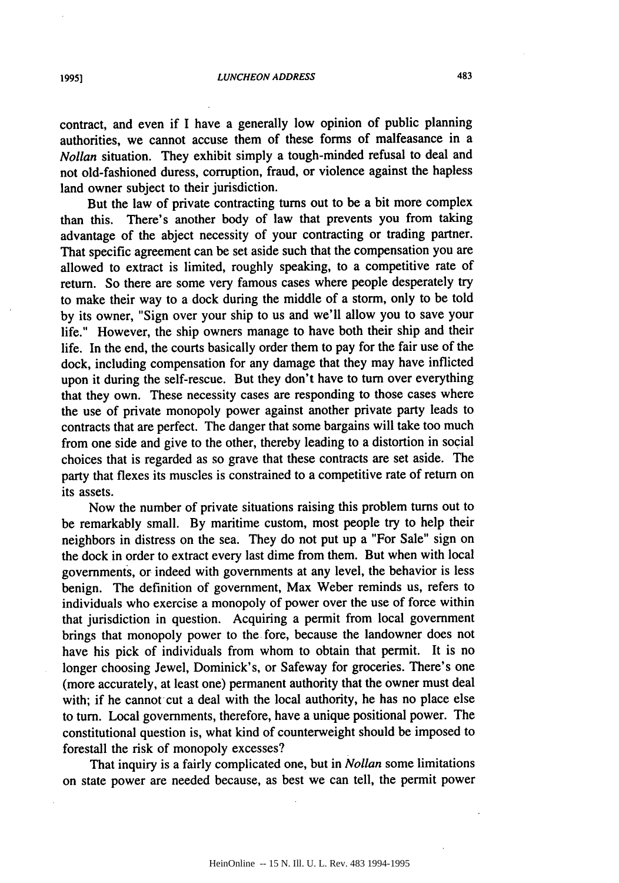contract, and even if I have a generally low opinion of public planning authorities, we cannot accuse them of these forms of malfeasance in a *Nollan* situation. They exhibit simply a tough-minded refusal to deal and not old-fashioned duress, corruption, fraud, or violence against the hapless land owner subject to their jurisdiction.

But the law of private contracting turns out to be a bit more complex than this. There's another body of law that prevents you from taking advantage of the abject necessity of your contracting or trading partner. That specific agreement can be set aside such that the compensation you are allowed to extract is limited, roughly speaking, to a competitive rate of return. So there are some very famous cases where people desperately try to make their way to a dock during the middle of a storm, only to be told by its owner, "Sign over your ship to us and we'll allow you to save your life." However, the ship owners manage to have both their ship and their life. In the end, the courts basically order them to pay for the fair use of the dock, including compensation for any damage that they may have inflicted upon it during the self-rescue. But they don't have to turn over everything that they own. These necessity cases are responding to those cases where the use of private monopoly power against another private party leads to contracts that are perfect. The danger that some bargains will take too much from one side and give to the other, thereby leading to a distortion in social choices that is regarded as so grave that these contracts are set aside. The party that flexes its muscles is constrained to a competitive rate of return on its assets.

Now the number of private situations raising this problem turns out to be remarkably small. By maritime custom, most people try to help their neighbors in distress on the sea. They do not put up a "For Sale" sign on the dock in order to extract every last dime from them. But when with local governments, or indeed with governments at any level, the behavior is less benign. The definition of government, Max Weber reminds us, refers to individuals who exercise a monopoly of power over the use of force within that jurisdiction in question. Acquiring a permit from local government brings that monopoly power to the fore, because the landowner does not have his pick of individuals from whom to obtain that permit. It is no longer choosing Jewel, Dominick's, or Safeway for groceries. There's one (more accurately, at least one) permanent authority that the owner must deal with; if he cannot cut a deal with the local authority, he has no place else to turn. Local governments, therefore, have a unique positional power. The constitutional question is, what kind of counterweight should be imposed to forestall the risk of monopoly excesses?

That inquiry is a fairly complicated one, but in *Nollan* some limitations on state power are needed because, as best we can tell, the permit power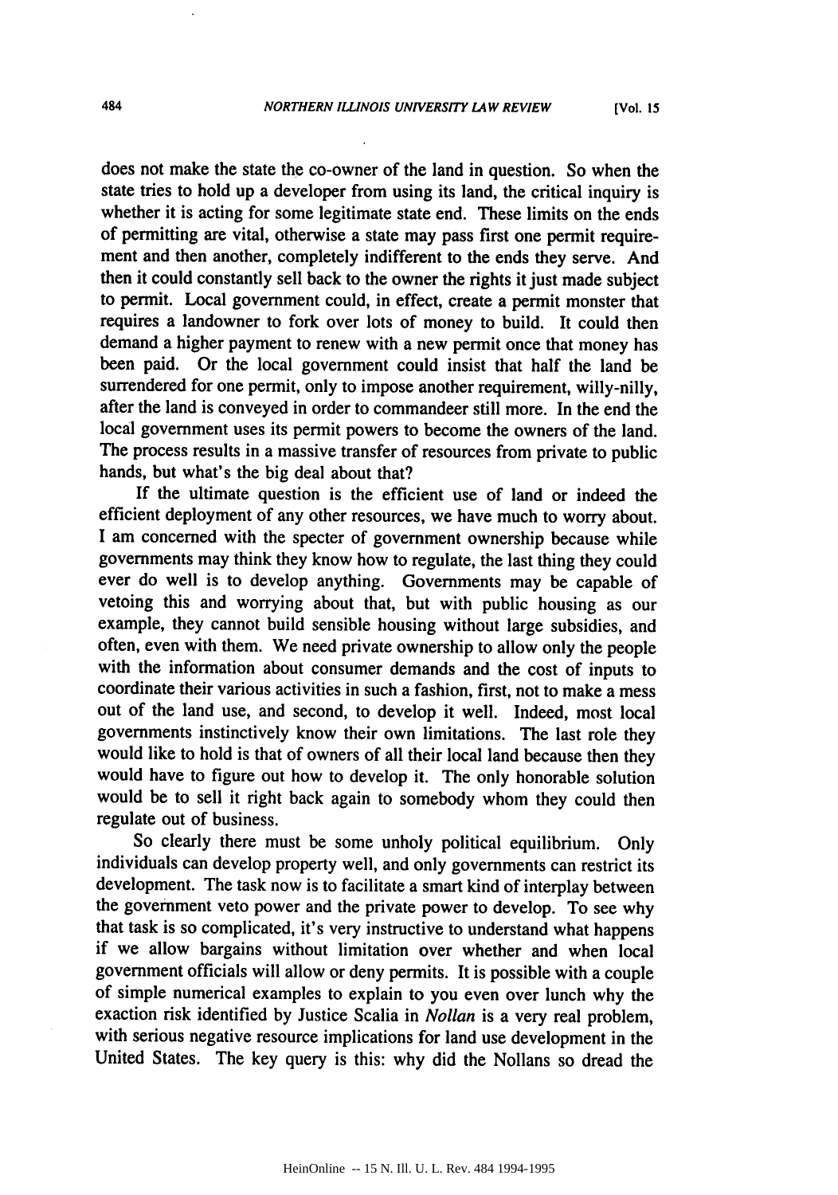does not make the state the co-owner of the land in question. So when the state tries to hold up a developer from using its land, the critical inquiry is whether it is acting for some legitimate state end. These limits on the ends of permitting are vital, otherwise a state may pass first one permit requirement and then another, completely indifferent to the ends they serve. And then it could constantly sell back to the owner the rights it just made subject to permit. Local government could, in effect, create a permit monster that requires a landowner to fork over lots of money to build. It could then demand a higher payment to renew with a new permit once that money has been paid. Or the local government could insist that half the land be surrendered for one permit, only to impose another requirement, willy-nilly, after the land is conveyed in order to commandeer still more. In the end the local government uses its permit powers to become the owners of the land. The process results in a massive transfer of resources from private to public hands, but what's the big deal about that?

If the ultimate question is the efficient use of land or indeed the efficient deployment of any other resources, we have much to worry about. I am concerned with the specter of government ownership because while governments may think they know how to regulate, the last thing they could ever do well is to develop anything. Governments may be capable of vetoing this and worrying about that, but with public housing as our example, they cannot build sensible housing without large subsidies, and often, even with them. We need private ownership to allow only the people with the information about consumer demands and the cost of inputs to coordinate their various activities in such a fashion, first, not to make a mess out of the land use, and second, to develop it well. Indeed, most local governments instinctively know their own limitations. The last role they would like to hold is that of owners of all their local land because then they would have to figure out how to develop it. The only honorable solution would be to sell it right back again to somebody whom they could then regulate out of business.

So clearly there must be some unholy political equilibrium. Only individuals can develop property well, and only governments can restrict its development. The task now is to facilitate a smart kind of interplay between the government veto power and the private power to develop. To see why that task is so complicated, it's very instructive to understand what happens if we allow bargains without limitation over whether and when local government officials will allow or deny permits. It is possible with a couple of simple numerical examples to explain to you even over lunch why the exaction risk identified by Justice Scalia in *Nollan* is a very real problem, with serious negative resource implications for land use development in the United States. The key query is this: why did the Nollans so dread the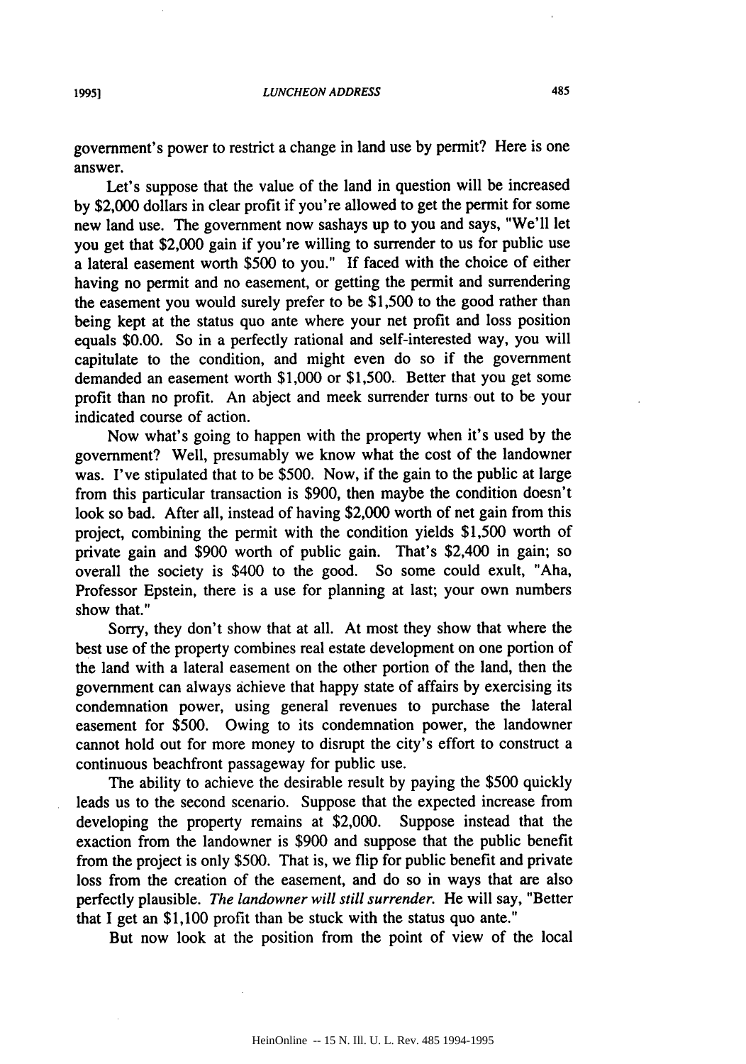government's power to restrict a change in land use by permit? Here is one answer.

Let's suppose that the value of the land in question will be increased by $2,000 dollars in clear profit if you're allowed to get the permit for some new land use. The government now sashays up to you and says, "We'll let you get that $2,000 gain if you're willing to surrender to us for public use a lateral easement worth $500 to you." If faced with the choice of either having no permit and no easement, or getting the permit and surrendering the easement you would surely prefer to be $1,500 to the good rather than being kept at the status quo ante where your net profit and loss position equals $0.00. So in a perfectly rational and self-interested way, you will capitulate to the condition, and might even do so if the government demanded an easement worth $1,000 or $1,500. Better that you get some profit than no profit. An abject and meek surrender turns out to be your indicated course of action.

Now what's going to happen with the property when it's used by the government? Well, presumably we know what the cost of the landowner was. I've stipulated that to be $500. Now, if the gain to the public at large from this particular transaction is $900, then maybe the condition doesn't look so bad. After all, instead of having $2,000 worth of net gain from this project, combining the permit with the condition yields $1,500 worth of private gain and $900 worth of public gain. That's $2,400 in gain; so overall the society is $400 to the good. So some could exult, "Aha, Professor Epstein, there is a use for planning at last; your own numbers show that."

Sorry, they don't show that at all. At most they show that where the best use of the property combines real estate development on one portion of the land with a lateral easement on the other portion of the land, then the government can always achieve that happy state of affairs by exercising its condemnation power, using general revenues to purchase the lateral easement for $500. Owing to its condemnation power, the landowner cannot hold out for more money to disrupt the city's effort to construct a continuous beachfront passageway for public use.

The ability to achieve the desirable result by paying the $500 quickly leads us to the second scenario. Suppose that the expected increase from developing the property remains at $2,000. Suppose instead that the exaction from the landowner is $900 and suppose that the public benefit from the project is only $500. That is, we flip for public benefit and private loss from the creation of the easement, and do so in ways that are also perfectly plausible. *The landowner will still surrender.* He will say, "Better that I get an $1,100 profit than be stuck with the status quo ante."

But now look at the position from the point of view of the local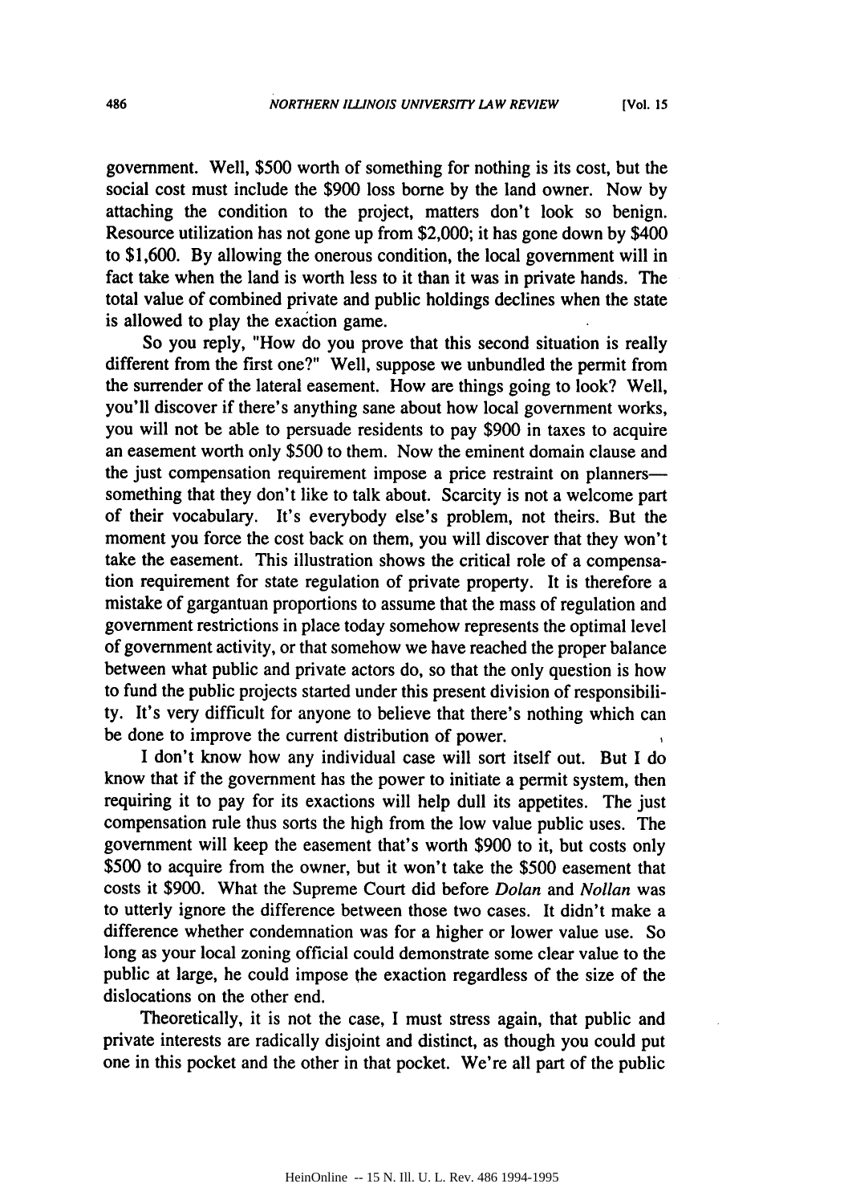government. Well, $500 worth of something for nothing is its cost, but the social cost must include the $900 loss borne by the land owner. Now by attaching the condition to the project, matters don't look so benign. Resource utilization has not gone up from $2,000; it has gone down by $400 to $1,600. By allowing the onerous condition, the local government will in fact take when the land is worth less to it than it was in private hands. The total value of combined private and public holdings declines when the state is allowed to play the exaction game.

So you reply, "How do you prove that this second situation is really different from the first one?" Well, suppose we unbundled the permit from the surrender of the lateral easement. How are things going to look? Well, you'll discover if there's anything sane about how local government works, you will not be able to persuade residents to pay $900 in taxes to acquire an easement worth only $500 to them. Now the eminent domain clause and the just compensation requirement impose a price restraint on planners—something that they don't like to talk about. Scarcity is not a welcome part of their vocabulary. It's everybody else's problem, not theirs. But the moment you force the cost back on them, you will discover that they won't take the easement. This illustration shows the critical role of a compensation requirement for state regulation of private property. It is therefore a mistake of gargantuan proportions to assume that the mass of regulation and government restrictions in place today somehow represents the optimal level of government activity, or that somehow we have reached the proper balance between what public and private actors do, so that the only question is how to fund the public projects started under this present division of responsibility. It's very difficult for anyone to believe that there's nothing which can be done to improve the current distribution of power.

I don't know how any individual case will sort itself out. But I do know that if the government has the power to initiate a permit system, then requiring it to pay for its exactions will help dull its appetites. The just compensation rule thus sorts the high from the low value public uses. The government will keep the easement that's worth $900 to it, but costs only $500 to acquire from the owner, but it won't take the $500 easement that costs it $900. What the Supreme Court did before *Dolan* and *Nollan* was to utterly ignore the difference between those two cases. It didn't make a difference whether condemnation was for a higher or lower value use. So long as your local zoning official could demonstrate some clear value to the public at large, he could impose the exaction regardless of the size of the dislocations on the other end.

Theoretically, it is not the case, I must stress again, that public and private interests are radically disjoint and distinct, as though you could put one in this pocket and the other in that pocket. We're all part of the public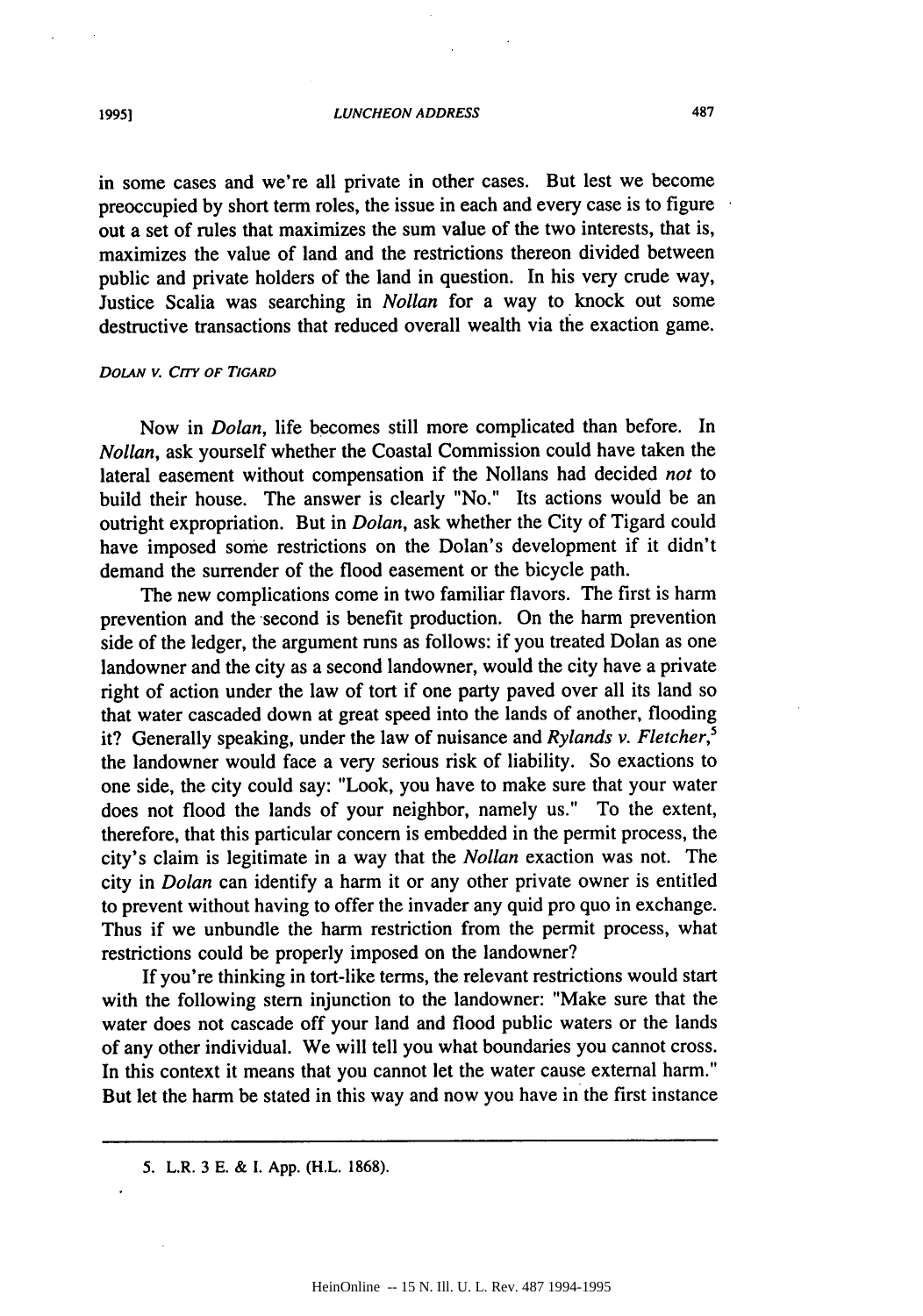in some cases and we're all private in other cases. But lest we become preoccupied by short term roles, the issue in each and every case is to figure out a set of rules that maximizes the sum value of the two interests, that is, maximizes the value of land and the restrictions thereon divided between public and private holders of the land in question. In his very crude way, Justice Scalia was searching in *Nollan* for a way to knock out some destructive transactions that reduced overall wealth via the exaction game.

### *DOLAN V. CITY OF TIGARD*

Now in *Dolan*, life becomes still more complicated than before. In *Nollan*, ask yourself whether the Coastal Commission could have taken the lateral easement without compensation if the Nollans had decided *not* to build their house. The answer is clearly "No." Its actions would be an outright expropriation. But in *Dolan*, ask whether the City of Tigard could have imposed some restrictions on the Dolan's development if it didn't demand the surrender of the flood easement or the bicycle path.

The new complications come in two familiar flavors. The first is harm prevention and the second is benefit production. On the harm prevention side of the ledger, the argument runs as follows: if you treated Dolan as one landowner and the city as a second landowner, would the city have a private right of action under the law of tort if one party paved over all its land so that water cascaded down at great speed into the lands of another, flooding it? Generally speaking, under the law of nuisance and *Rylands v. Fletcher*,[5] the landowner would face a very serious risk of liability. So exactions to one side, the city could say: "Look, you have to make sure that your water does not flood the lands of your neighbor, namely us." To the extent, therefore, that this particular concern is embedded in the permit process, the city's claim is legitimate in a way that the *Nollan* exaction was not. The city in *Dolan* can identify a harm it or any other private owner is entitled to prevent without having to offer the invader any quid pro quo in exchange. Thus if we unbundle the harm restriction from the permit process, what restrictions could be properly imposed on the landowner?

If you're thinking in tort-like terms, the relevant restrictions would start with the following stern injunction to the landowner: "Make sure that the water does not cascade off your land and flood public waters or the lands of any other individual. We will tell you what boundaries you cannot cross. In this context it means that you cannot let the water cause external harm." But let the harm be stated in this way and now you have in the first instance

---

5. L.R. 3 E. & I. App. (H.L. 1868).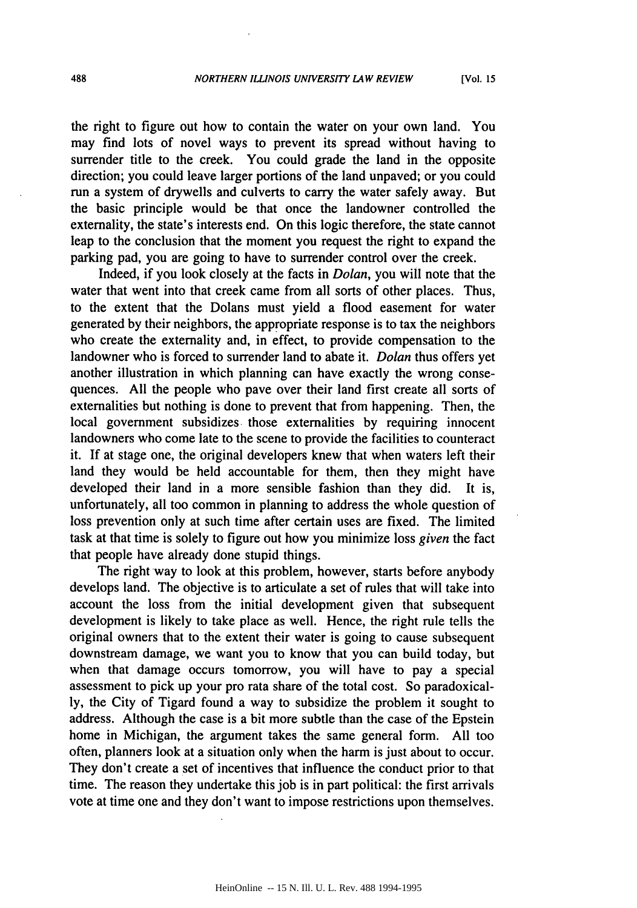the right to figure out how to contain the water on your own land. You may find lots of novel ways to prevent its spread without having to surrender title to the creek. You could grade the land in the opposite direction; you could leave larger portions of the land unpaved; or you could run a system of drywells and culverts to carry the water safely away. But the basic principle would be that once the landowner controlled the externality, the state's interests end. On this logic therefore, the state cannot leap to the conclusion that the moment you request the right to expand the parking pad, you are going to have to surrender control over the creek.

Indeed, if you look closely at the facts in *Dolan*, you will note that the water that went into that creek came from all sorts of other places. Thus, to the extent that the Dolans must yield a flood easement for water generated by their neighbors, the appropriate response is to tax the neighbors who create the externality and, in effect, to provide compensation to the landowner who is forced to surrender land to abate it. *Dolan* thus offers yet another illustration in which planning can have exactly the wrong consequences. All the people who pave over their land first create all sorts of externalities but nothing is done to prevent that from happening. Then, the local government subsidizes those externalities by requiring innocent landowners who come late to the scene to provide the facilities to counteract it. If at stage one, the original developers knew that when waters left their land they would be held accountable for them, then they might have developed their land in a more sensible fashion than they did. It is, unfortunately, all too common in planning to address the whole question of loss prevention only at such time after certain uses are fixed. The limited task at that time is solely to figure out how you minimize loss *given* the fact that people have already done stupid things.

The right way to look at this problem, however, starts before anybody develops land. The objective is to articulate a set of rules that will take into account the loss from the initial development given that subsequent development is likely to take place as well. Hence, the right rule tells the original owners that to the extent their water is going to cause subsequent downstream damage, we want you to know that you can build today, but when that damage occurs tomorrow, you will have to pay a special assessment to pick up your pro rata share of the total cost. So paradoxically, the City of Tigard found a way to subsidize the problem it sought to address. Although the case is a bit more subtle than the case of the Epstein home in Michigan, the argument takes the same general form. All too often, planners look at a situation only when the harm is just about to occur. They don't create a set of incentives that influence the conduct prior to that time. The reason they undertake this job is in part political: the first arrivals vote at time one and they don't want to impose restrictions upon themselves.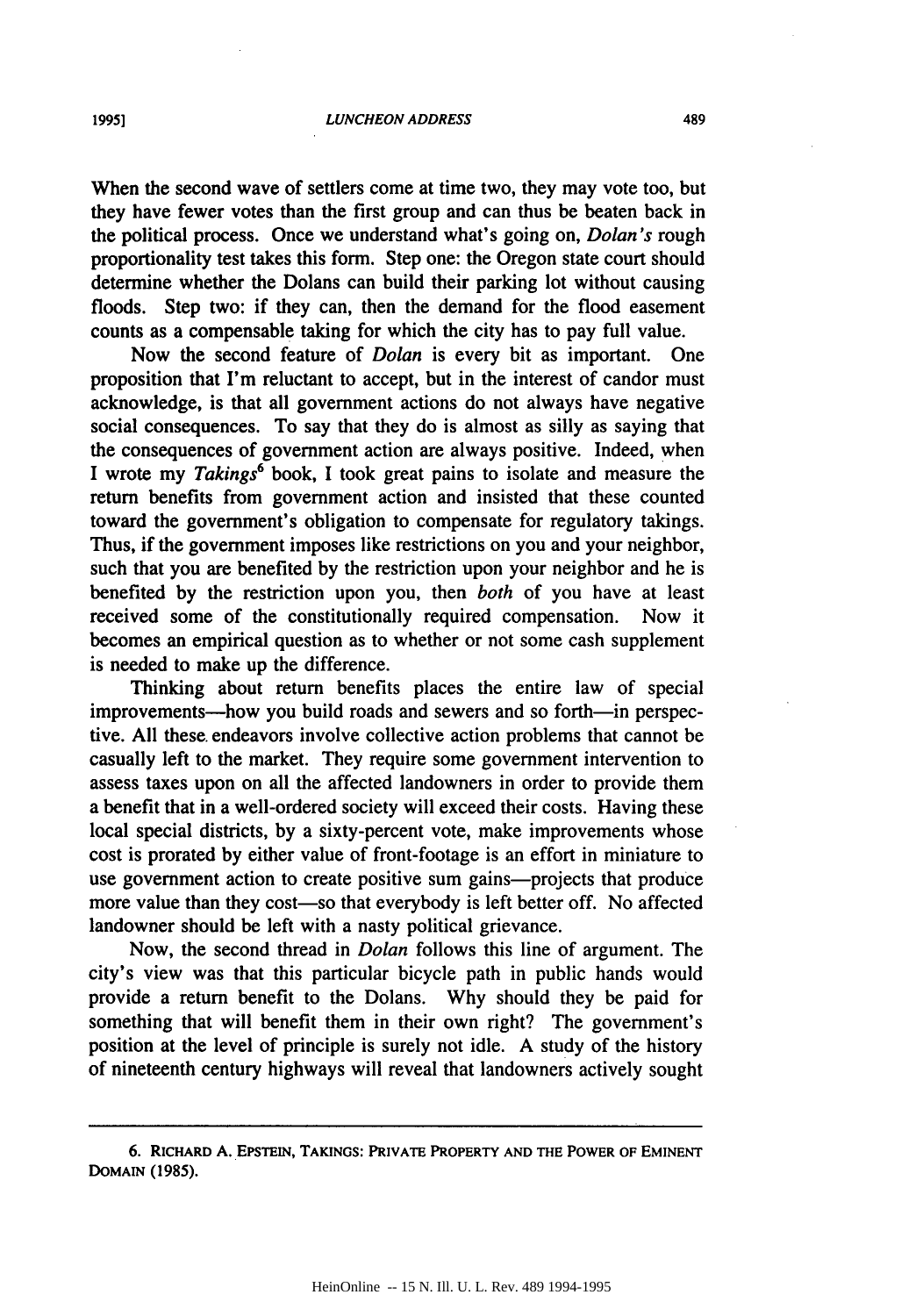When the second wave of settlers come at time two, they may vote too, but they have fewer votes than the first group and can thus be beaten back in the political process. Once we understand what's going on, *Dolan's* rough proportionality test takes this form. Step one: the Oregon state court should determine whether the Dolans can build their parking lot without causing floods. Step two: if they can, then the demand for the flood easement counts as a compensable taking for which the city has to pay full value.

Now the second feature of *Dolan* is every bit as important. One proposition that I'm reluctant to accept, but in the interest of candor must acknowledge, is that all government actions do not always have negative social consequences. To say that they do is almost as silly as saying that the consequences of government action are always positive. Indeed, when I wrote my *Takings*[6] book, I took great pains to isolate and measure the return benefits from government action and insisted that these counted toward the government's obligation to compensate for regulatory takings. Thus, if the government imposes like restrictions on you and your neighbor, such that you are benefited by the restriction upon your neighbor and he is benefited by the restriction upon you, then *both* of you have at least received some of the constitutionally required compensation. Now it becomes an empirical question as to whether or not some cash supplement is needed to make up the difference.

Thinking about return benefits places the entire law of special improvements—how you build roads and sewers and so forth—in perspective. All these endeavors involve collective action problems that cannot be casually left to the market. They require some government intervention to assess taxes upon on all the affected landowners in order to provide them a benefit that in a well-ordered society will exceed their costs. Having these local special districts, by a sixty-percent vote, make improvements whose cost is prorated by either value of front-footage is an effort in miniature to use government action to create positive sum gains—projects that produce more value than they cost—so that everybody is left better off. No affected landowner should be left with a nasty political grievance.

Now, the second thread in *Dolan* follows this line of argument. The city's view was that this particular bicycle path in public hands would provide a return benefit to the Dolans. Why should they be paid for something that will benefit them in their own right? The government's position at the level of principle is surely not idle. A study of the history of nineteenth century highways will reveal that landowners actively sought

---

6. RICHARD A. EPSTEIN, TAKINGS: PRIVATE PROPERTY AND THE POWER OF EMINENT DOMAIN (1985).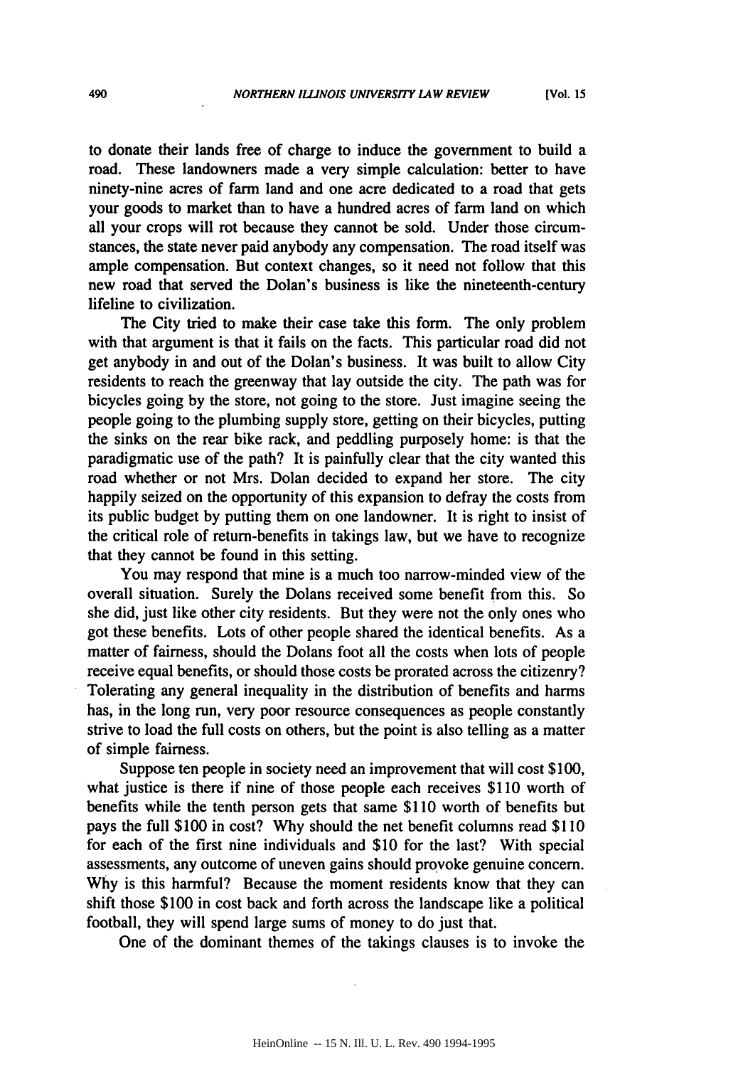to donate their lands free of charge to induce the government to build a road. These landowners made a very simple calculation: better to have ninety-nine acres of farm land and one acre dedicated to a road that gets your goods to market than to have a hundred acres of farm land on which all your crops will rot because they cannot be sold. Under those circumstances, the state never paid anybody any compensation. The road itself was ample compensation. But context changes, so it need not follow that this new road that served the Dolan's business is like the nineteenth-century lifeline to civilization.

The City tried to make their case take this form. The only problem with that argument is that it fails on the facts. This particular road did not get anybody in and out of the Dolan's business. It was built to allow City residents to reach the greenway that lay outside the city. The path was for bicycles going by the store, not going to the store. Just imagine seeing the people going to the plumbing supply store, getting on their bicycles, putting the sinks on the rear bike rack, and peddling purposely home: is that the paradigmatic use of the path? It is painfully clear that the city wanted this road whether or not Mrs. Dolan decided to expand her store. The city happily seized on the opportunity of this expansion to defray the costs from its public budget by putting them on one landowner. It is right to insist of the critical role of return-benefits in takings law, but we have to recognize that they cannot be found in this setting.

You may respond that mine is a much too narrow-minded view of the overall situation. Surely the Dolans received some benefit from this. So she did, just like other city residents. But they were not the only ones who got these benefits. Lots of other people shared the identical benefits. As a matter of fairness, should the Dolans foot all the costs when lots of people receive equal benefits, or should those costs be prorated across the citizenry? Tolerating any general inequality in the distribution of benefits and harms has, in the long run, very poor resource consequences as people constantly strive to load the full costs on others, but the point is also telling as a matter of simple fairness.

Suppose ten people in society need an improvement that will cost $100, what justice is there if nine of those people each receives $110 worth of benefits while the tenth person gets that same $110 worth of benefits but pays the full $100 in cost? Why should the net benefit columns read $110 for each of the first nine individuals and $10 for the last? With special assessments, any outcome of uneven gains should provoke genuine concern. Why is this harmful? Because the moment residents know that they can shift those $100 in cost back and forth across the landscape like a political football, they will spend large sums of money to do just that.

One of the dominant themes of the takings clauses is to invoke the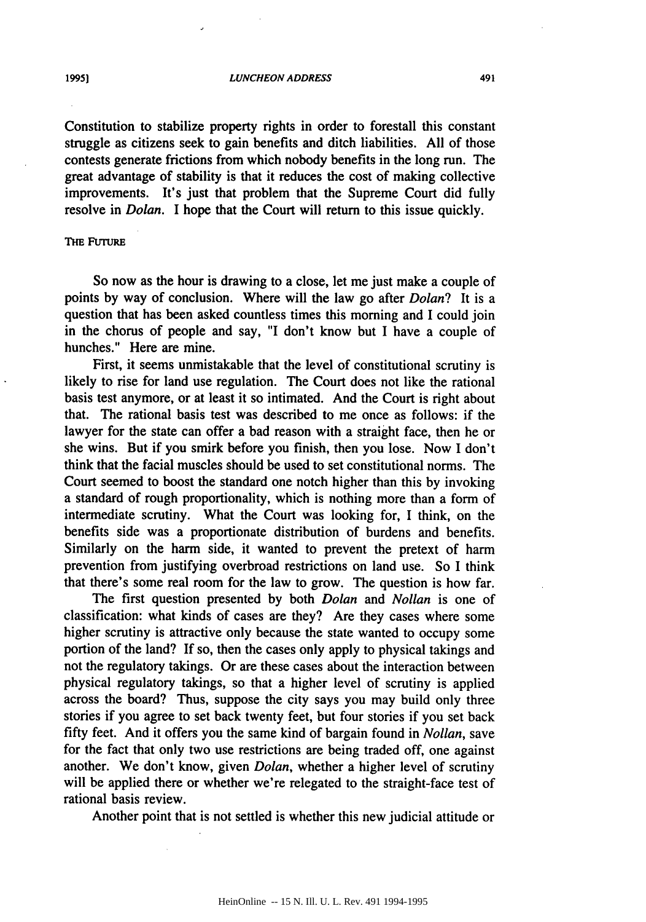Constitution to stabilize property rights in order to forestall this constant struggle as citizens seek to gain benefits and ditch liabilities. All of those contests generate frictions from which nobody benefits in the long run. The great advantage of stability is that it reduces the cost of making collective improvements. It's just that problem that the Supreme Court did fully resolve in *Dolan*. I hope that the Court will return to this issue quickly.

## THE FUTURE

So now as the hour is drawing to a close, let me just make a couple of points by way of conclusion. Where will the law go after *Dolan*? It is a question that has been asked countless times this morning and I could join in the chorus of people and say, "I don't know but I have a couple of hunches." Here are mine.

First, it seems unmistakable that the level of constitutional scrutiny is likely to rise for land use regulation. The Court does not like the rational basis test anymore, or at least it so intimated. And the Court is right about that. The rational basis test was described to me once as follows: if the lawyer for the state can offer a bad reason with a straight face, then he or she wins. But if you smirk before you finish, then you lose. Now I don't think that the facial muscles should be used to set constitutional norms. The Court seemed to boost the standard one notch higher than this by invoking a standard of rough proportionality, which is nothing more than a form of intermediate scrutiny. What the Court was looking for, I think, on the benefits side was a proportionate distribution of burdens and benefits. Similarly on the harm side, it wanted to prevent the pretext of harm prevention from justifying overbroad restrictions on land use. So I think that there's some real room for the law to grow. The question is how far.

The first question presented by both *Dolan* and *Nollan* is one of classification: what kinds of cases are they? Are they cases where some higher scrutiny is attractive only because the state wanted to occupy some portion of the land? If so, then the cases only apply to physical takings and not the regulatory takings. Or are these cases about the interaction between physical regulatory takings, so that a higher level of scrutiny is applied across the board? Thus, suppose the city says you may build only three stories if you agree to set back twenty feet, but four stories if you set back fifty feet. And it offers you the same kind of bargain found in *Nollan*, save for the fact that only two use restrictions are being traded off, one against another. We don't know, given *Dolan*, whether a higher level of scrutiny will be applied there or whether we're relegated to the straight-face test of rational basis review.

Another point that is not settled is whether this new judicial attitude or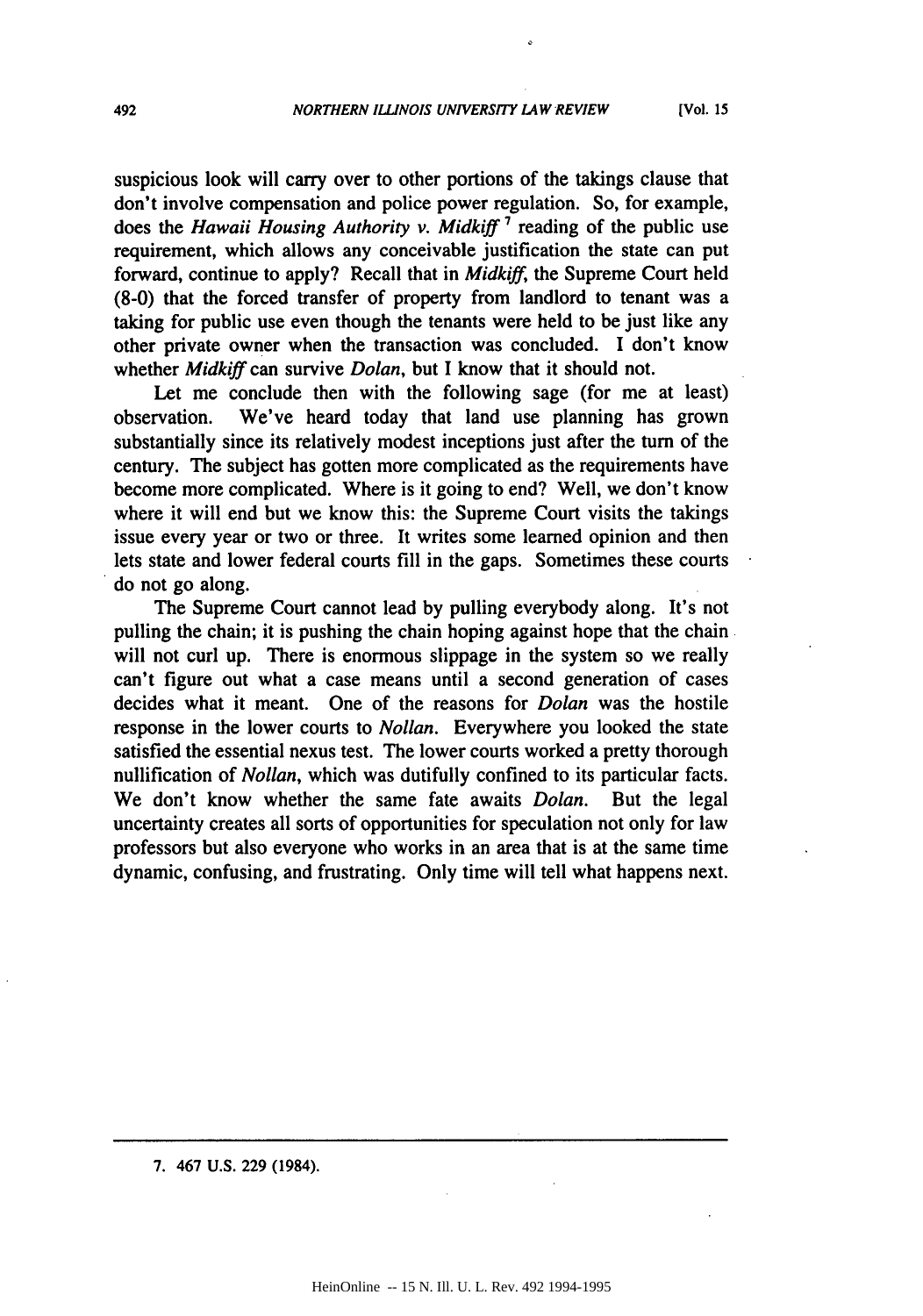suspicious look will carry over to other portions of the takings clause that don't involve compensation and police power regulation. So, for example, does the *Hawaii Housing Authority v. Midkiff*[7] reading of the public use requirement, which allows any conceivable justification the state can put forward, continue to apply? Recall that in *Midkiff*, the Supreme Court held (8-0) that the forced transfer of property from landlord to tenant was a taking for public use even though the tenants were held to be just like any other private owner when the transaction was concluded. I don't know whether *Midkiff* can survive *Dolan*, but I know that it should not.

Let me conclude then with the following sage (for me at least) observation. We've heard today that land use planning has grown substantially since its relatively modest inceptions just after the turn of the century. The subject has gotten more complicated as the requirements have become more complicated. Where is it going to end? Well, we don't know where it will end but we know this: the Supreme Court visits the takings issue every year or two or three. It writes some learned opinion and then lets state and lower federal courts fill in the gaps. Sometimes these courts do not go along.

The Supreme Court cannot lead by pulling everybody along. It's not pulling the chain; it is pushing the chain hoping against hope that the chain will not curl up. There is enormous slippage in the system so we really can't figure out what a case means until a second generation of cases decides what it meant. One of the reasons for *Dolan* was the hostile response in the lower courts to *Nollan*. Everywhere you looked the state satisfied the essential nexus test. The lower courts worked a pretty thorough nullification of *Nollan*, which was dutifully confined to its particular facts. We don't know whether the same fate awaits *Dolan*. But the legal uncertainty creates all sorts of opportunities for speculation not only for law professors but also everyone who works in an area that is at the same time dynamic, confusing, and frustrating. Only time will tell what happens next.

---

7. 467 U.S. 229 (1984).